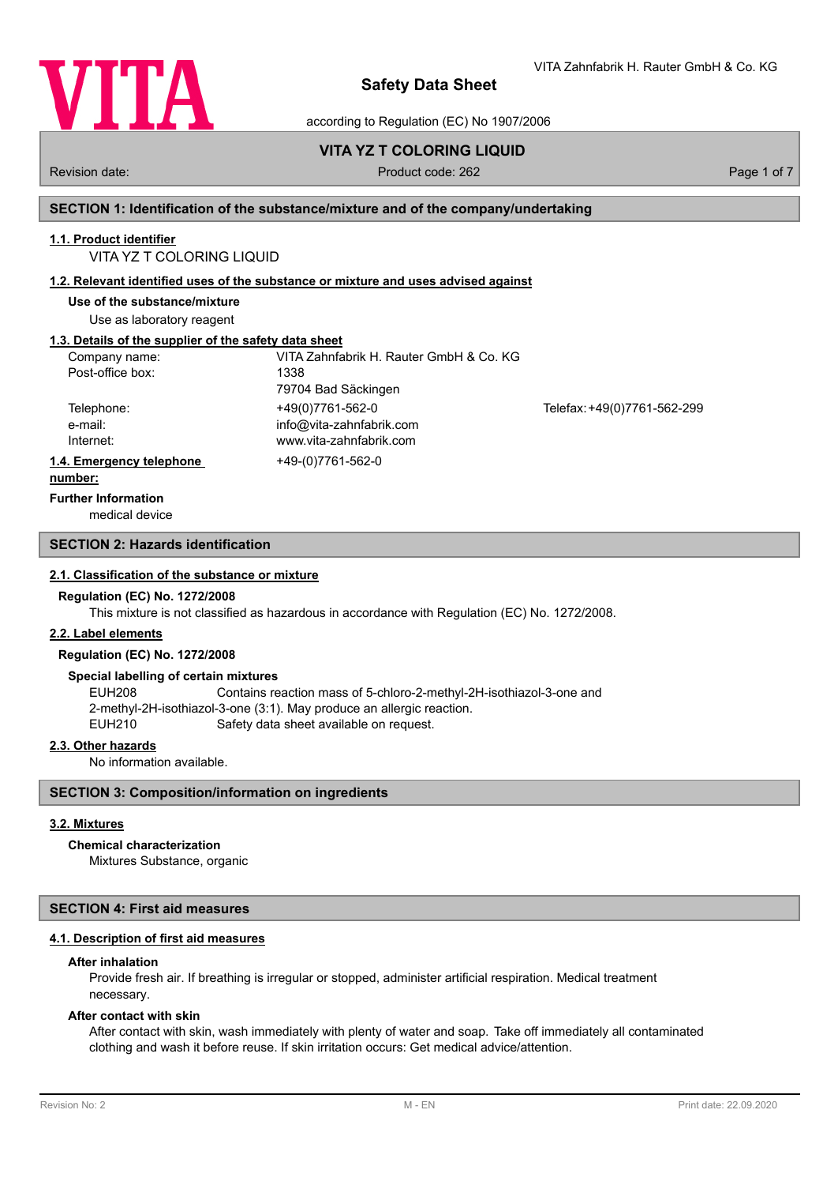# Safety Data Sheet

VITA Zahnfabrik H. Rauter GmbH & Co. KG

according to Regulation (EC) No 1907/2006

**VITA YZ T COLORING LIQUID**

Revision date: | Product code: 262

## SECTION 1: Identification of the substance/mixture and of the company/undertaking

### 1.1. Product identifier

VITA YZ T COLORING LIQUID

### 1.2. Relevant identified uses of the substance or mixture and uses advised against

**Use of the substance/mixture**

Use as laboratory reagent

### 1.3. Details of the supplier of the safety data sheet

| | | |
|---|---|---|
| Company name: | VITA Zahnfabrik H. Rauter GmbH & Co. KG | |
| Post-office box: | 1338 | |
| | 79704 Bad Säckingen | |
| Telephone: | +49(0)7761-562-0 | Telefax: +49(0)7761-562-299 |
| e-mail: | info@vita-zahnfabrik.com | |
| Internet: | www.vita-zahnfabrik.com | |

### 1.4. Emergency telephone number:

+49-(0)7761-562-0

**Further Information**

medical device

## SECTION 2: Hazards identification

### 2.1. Classification of the substance or mixture

**Regulation (EC) No. 1272/2008**

This mixture is not classified as hazardous in accordance with Regulation (EC) No. 1272/2008.

### 2.2. Label elements

**Regulation (EC) No. 1272/2008**

**Special labelling of certain mixtures**

EUH208 Contains reaction mass of 5-chloro-2-methyl-2H-isothiazol-3-one and 2-methyl-2H-isothiazol-3-one (3:1). May produce an allergic reaction.

EUH210 Safety data sheet available on request.

### 2.3. Other hazards

No information available.

## SECTION 3: Composition/information on ingredients

### 3.2. Mixtures

**Chemical characterization**

Mixtures Substance, organic

## SECTION 4: First aid measures

### 4.1. Description of first aid measures

**After inhalation**

Provide fresh air. If breathing is irregular or stopped, administer artificial respiration. Medical treatment necessary.

**After contact with skin**

After contact with skin, wash immediately with plenty of water and soap. Take off immediately all contaminated clothing and wash it before reuse. If skin irritation occurs: Get medical advice/attention.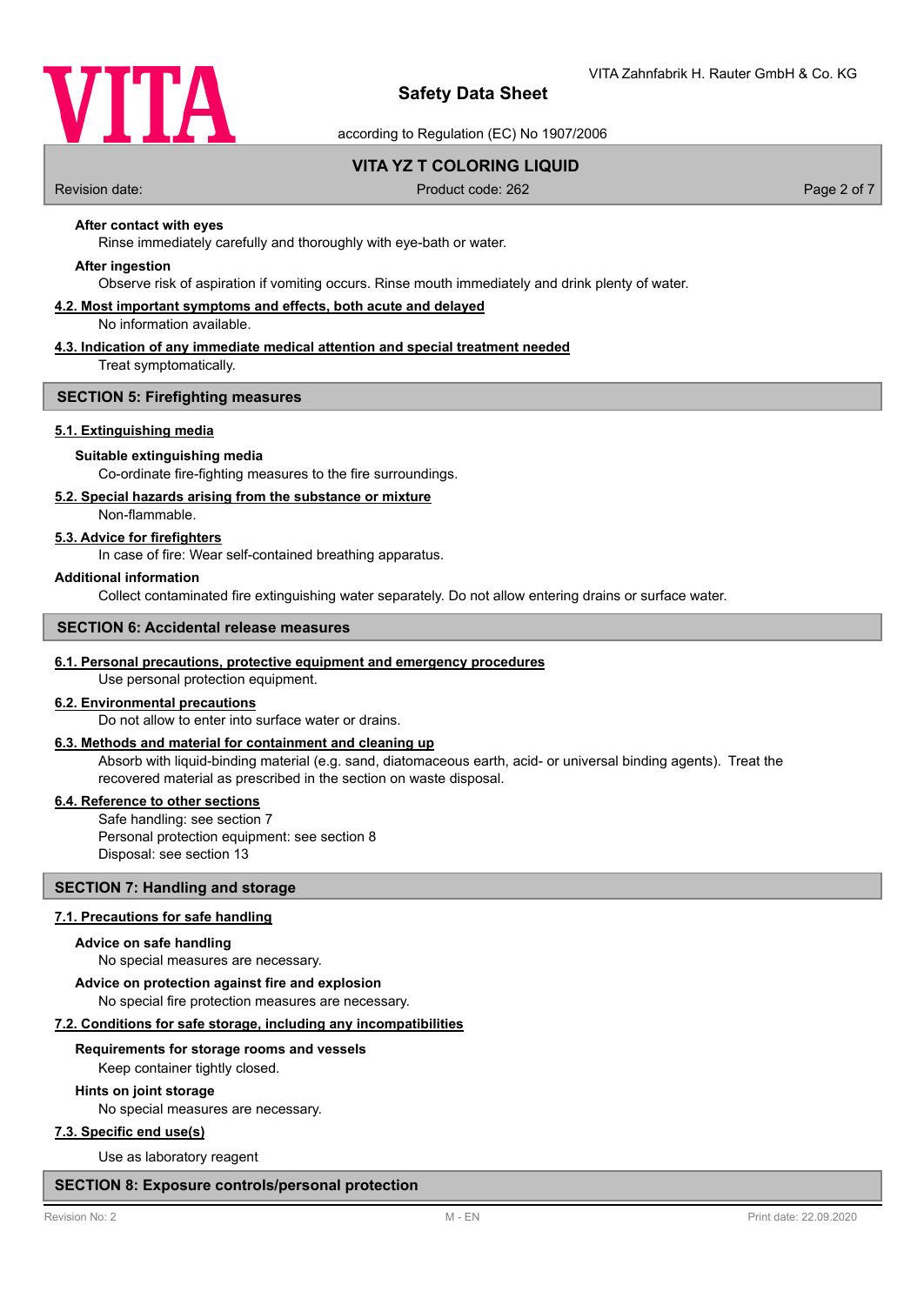**After contact with eyes**

Rinse immediately carefully and thoroughly with eye-bath or water.

**After ingestion**

Observe risk of aspiration if vomiting occurs. Rinse mouth immediately and drink plenty of water.

### 4.2. Most important symptoms and effects, both acute and delayed

No information available.

### 4.3. Indication of any immediate medical attention and special treatment needed

Treat symptomatically.

## SECTION 5: Firefighting measures

### 5.1. Extinguishing media

**Suitable extinguishing media**

Co-ordinate fire-fighting measures to the fire surroundings.

### 5.2. Special hazards arising from the substance or mixture

Non-flammable.

### 5.3. Advice for firefighters

In case of fire: Wear self-contained breathing apparatus.

**Additional information**

Collect contaminated fire extinguishing water separately. Do not allow entering drains or surface water.

## SECTION 6: Accidental release measures

### 6.1. Personal precautions, protective equipment and emergency procedures

Use personal protection equipment.

### 6.2. Environmental precautions

Do not allow to enter into surface water or drains.

### 6.3. Methods and material for containment and cleaning up

Absorb with liquid-binding material (e.g. sand, diatomaceous earth, acid- or universal binding agents). Treat the recovered material as prescribed in the section on waste disposal.

### 6.4. Reference to other sections

Safe handling: see section 7
Personal protection equipment: see section 8
Disposal: see section 13

## SECTION 7: Handling and storage

### 7.1. Precautions for safe handling

**Advice on safe handling**

No special measures are necessary.

**Advice on protection against fire and explosion**

No special fire protection measures are necessary.

### 7.2. Conditions for safe storage, including any incompatibilities

**Requirements for storage rooms and vessels**

Keep container tightly closed.

**Hints on joint storage**

No special measures are necessary.

### 7.3. Specific end use(s)

Use as laboratory reagent

## SECTION 8: Exposure controls/personal protection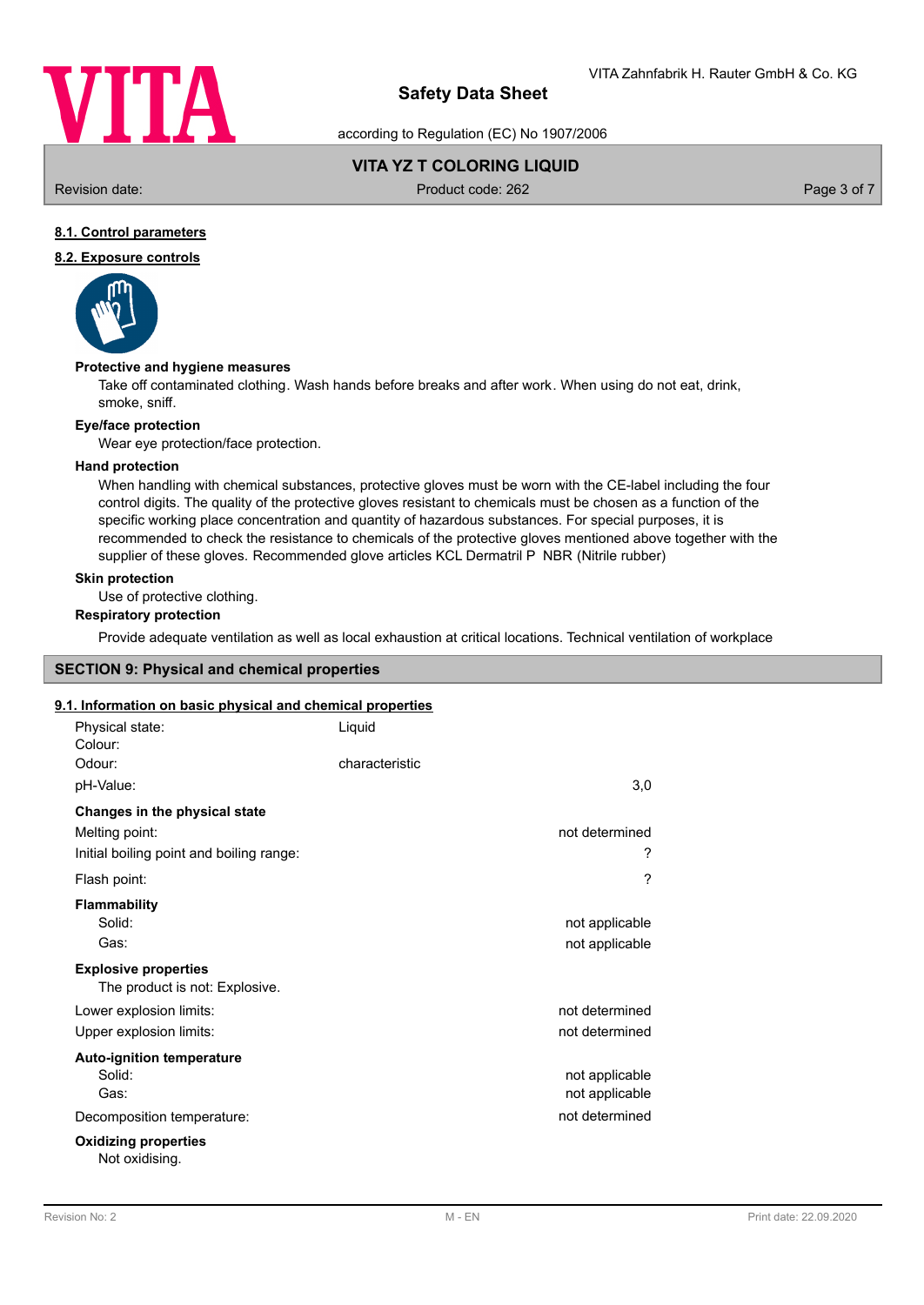#### 8.1. Control parameters

#### 8.2. Exposure controls

**Protective and hygiene measures**

Take off contaminated clothing. Wash hands before breaks and after work. When using do not eat, drink, smoke, sniff.

**Eye/face protection**

Wear eye protection/face protection.

**Hand protection**

When handling with chemical substances, protective gloves must be worn with the CE-label including the four control digits. The quality of the protective gloves resistant to chemicals must be chosen as a function of the specific working place concentration and quantity of hazardous substances. For special purposes, it is recommended to check the resistance to chemicals of the protective gloves mentioned above together with the supplier of these gloves. Recommended glove articles KCL Dermatril P NBR (Nitrile rubber)

**Skin protection**

Use of protective clothing.

**Respiratory protection**

Provide adequate ventilation as well as local exhaustion at critical locations. Technical ventilation of workplace

## SECTION 9: Physical and chemical properties

#### 9.1. Information on basic physical and chemical properties

| | | |
|---|---|---|
| Physical state: | Liquid | |
| Colour: | | |
| Odour: | characteristic | |
| pH-Value: | | 3,0 |

**Changes in the physical state**

| | |
|---|---|
| Melting point: | not determined |
| Initial boiling point and boiling range: | ? |
| Flash point: | ? |

**Flammability**

| | |
|---|---|
| Solid: | not applicable |
| Gas: | not applicable |

**Explosive properties**

The product is not: Explosive.

| | |
|---|---|
| Lower explosion limits: | not determined |
| Upper explosion limits: | not determined |

**Auto-ignition temperature**

| | |
|---|---|
| Solid: | not applicable |
| Gas: | not applicable |
| Decomposition temperature: | not determined |

**Oxidizing properties**

Not oxidising.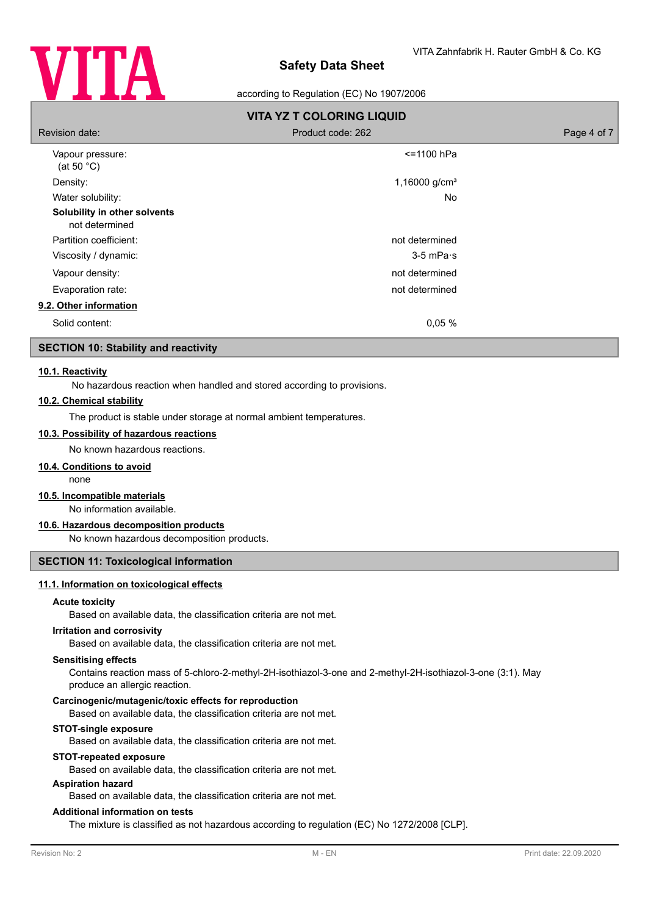| Property | Value |
|---|---|
| Vapour pressure: (at 50 °C) | <=1100 hPa |
| Density: | 1,16000 g/cm³ |
| Water solubility: | No |
| **Solubility in other solvents** not determined | |
| Partition coefficient: | not determined |
| Viscosity / dynamic: | 3-5 mPa·s |
| Vapour density: | not determined |
| Evaporation rate: | not determined |

**9.2. Other information**

| Property | Value |
|---|---|
| Solid content: | 0,05 % |

## SECTION 10: Stability and reactivity

**10.1. Reactivity**

No hazardous reaction when handled and stored according to provisions.

**10.2. Chemical stability**

The product is stable under storage at normal ambient temperatures.

**10.3. Possibility of hazardous reactions**

No known hazardous reactions.

**10.4. Conditions to avoid**

none

**10.5. Incompatible materials**

No information available.

**10.6. Hazardous decomposition products**

No known hazardous decomposition products.

## SECTION 11: Toxicological information

**11.1. Information on toxicological effects**

**Acute toxicity**

Based on available data, the classification criteria are not met.

**Irritation and corrosivity**

Based on available data, the classification criteria are not met.

**Sensitising effects**

Contains reaction mass of 5-chloro-2-methyl-2H-isothiazol-3-one and 2-methyl-2H-isothiazol-3-one (3:1). May produce an allergic reaction.

**Carcinogenic/mutagenic/toxic effects for reproduction**

Based on available data, the classification criteria are not met.

**STOT-single exposure**

Based on available data, the classification criteria are not met.

**STOT-repeated exposure**

Based on available data, the classification criteria are not met.

**Aspiration hazard**

Based on available data, the classification criteria are not met.

**Additional information on tests**

The mixture is classified as not hazardous according to regulation (EC) No 1272/2008 [CLP].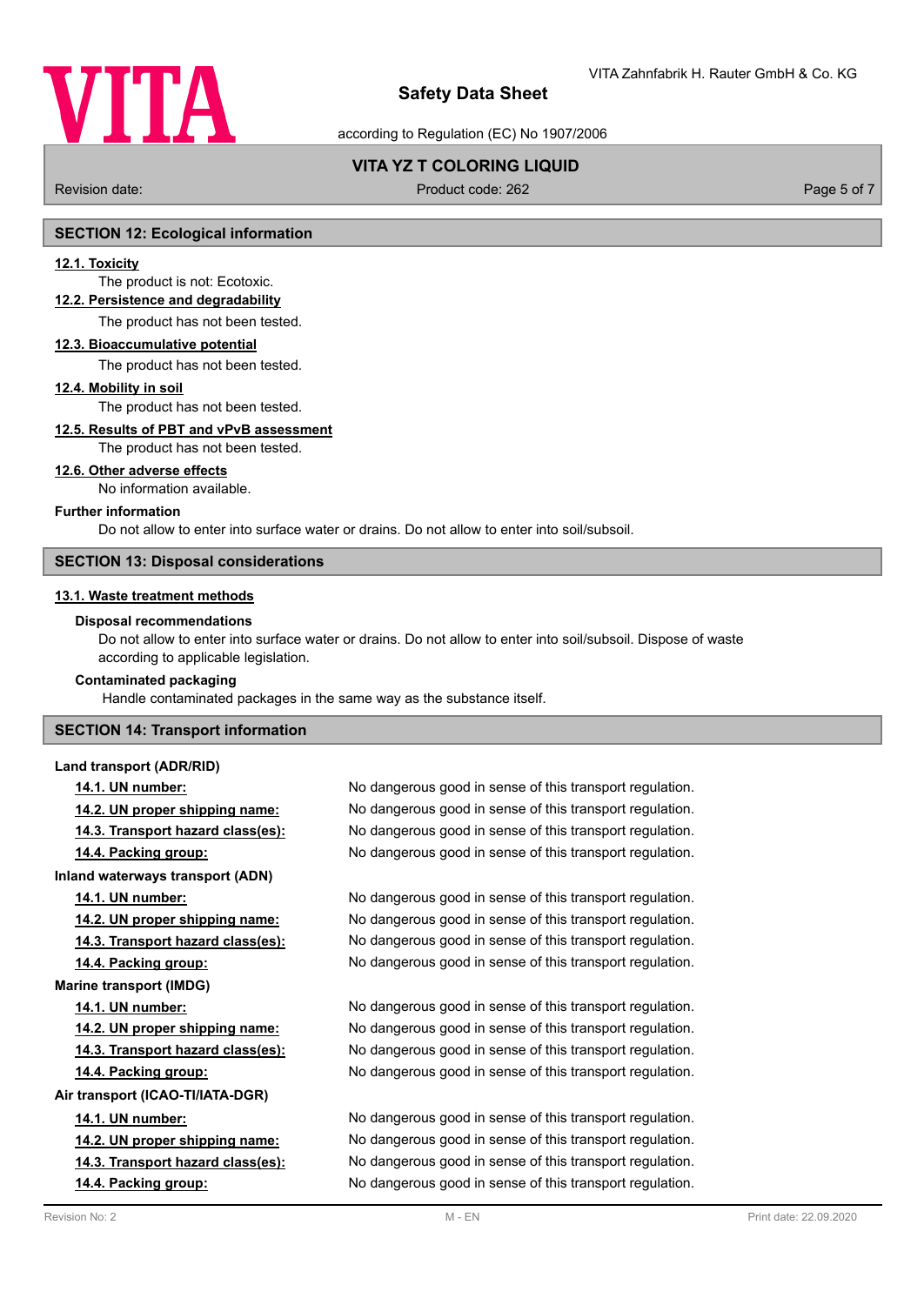## SECTION 12: Ecological information

**12.1. Toxicity**

The product is not: Ecotoxic.

**12.2. Persistence and degradability**

The product has not been tested.

**12.3. Bioaccumulative potential**

The product has not been tested.

**12.4. Mobility in soil**

The product has not been tested.

**12.5. Results of PBT and vPvB assessment**

The product has not been tested.

**12.6. Other adverse effects**

No information available.

**Further information**

Do not allow to enter into surface water or drains. Do not allow to enter into soil/subsoil.

## SECTION 13: Disposal considerations

**13.1. Waste treatment methods**

**Disposal recommendations**

Do not allow to enter into surface water or drains. Do not allow to enter into soil/subsoil. Dispose of waste according to applicable legislation.

**Contaminated packaging**

Handle contaminated packages in the same way as the substance itself.

## SECTION 14: Transport information

**Land transport (ADR/RID)**

| | |
|---|---|
| **14.1. UN number:** | No dangerous good in sense of this transport regulation. |
| **14.2. UN proper shipping name:** | No dangerous good in sense of this transport regulation. |
| **14.3. Transport hazard class(es):** | No dangerous good in sense of this transport regulation. |
| **14.4. Packing group:** | No dangerous good in sense of this transport regulation. |

**Inland waterways transport (ADN)**

| | |
|---|---|
| **14.1. UN number:** | No dangerous good in sense of this transport regulation. |
| **14.2. UN proper shipping name:** | No dangerous good in sense of this transport regulation. |
| **14.3. Transport hazard class(es):** | No dangerous good in sense of this transport regulation. |
| **14.4. Packing group:** | No dangerous good in sense of this transport regulation. |

**Marine transport (IMDG)**

| | |
|---|---|
| **14.1. UN number:** | No dangerous good in sense of this transport regulation. |
| **14.2. UN proper shipping name:** | No dangerous good in sense of this transport regulation. |
| **14.3. Transport hazard class(es):** | No dangerous good in sense of this transport regulation. |
| **14.4. Packing group:** | No dangerous good in sense of this transport regulation. |

**Air transport (ICAO-TI/IATA-DGR)**

| | |
|---|---|
| **14.1. UN number:** | No dangerous good in sense of this transport regulation. |
| **14.2. UN proper shipping name:** | No dangerous good in sense of this transport regulation. |
| **14.3. Transport hazard class(es):** | No dangerous good in sense of this transport regulation. |
| **14.4. Packing group:** | No dangerous good in sense of this transport regulation. |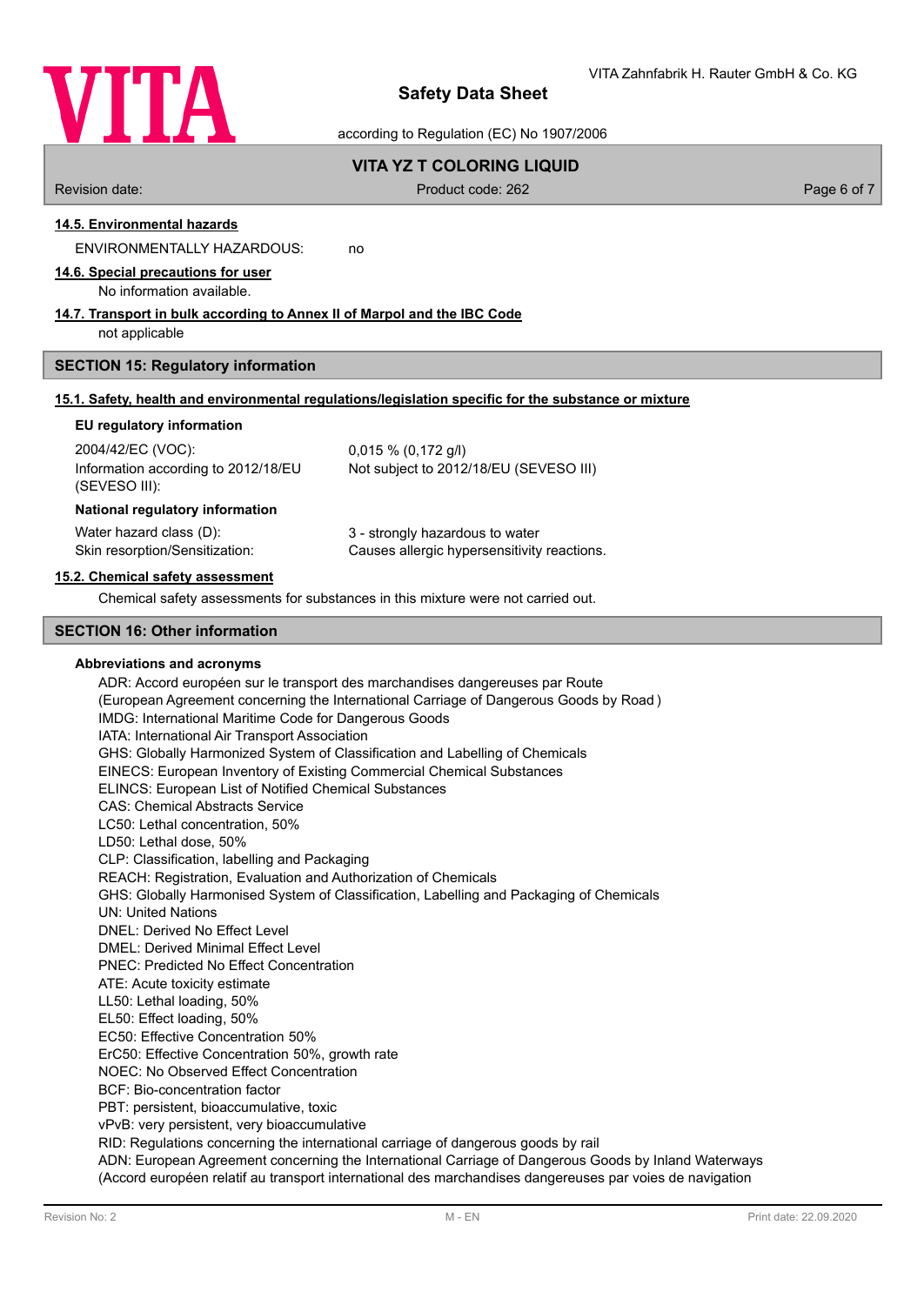### 14.5. Environmental hazards

ENVIRONMENTALLY HAZARDOUS: no

### 14.6. Special precautions for user

No information available.

### 14.7. Transport in bulk according to Annex II of Marpol and the IBC Code

not applicable

## SECTION 15: Regulatory information

### 15.1. Safety, health and environmental regulations/legislation specific for the substance or mixture

**EU regulatory information**

2004/42/EC (VOC): 0,015 % (0,172 g/l)

Information according to 2012/18/EU (SEVESO III): Not subject to 2012/18/EU (SEVESO III)

**National regulatory information**

Water hazard class (D): 3 - strongly hazardous to water

Skin resorption/Sensitization: Causes allergic hypersensitivity reactions.

### 15.2. Chemical safety assessment

Chemical safety assessments for substances in this mixture were not carried out.

## SECTION 16: Other information

**Abbreviations and acronyms**

ADR: Accord européen sur le transport des marchandises dangereuses par Route
(European Agreement concerning the International Carriage of Dangerous Goods by Road )
IMDG: International Maritime Code for Dangerous Goods
IATA: International Air Transport Association
GHS: Globally Harmonized System of Classification and Labelling of Chemicals
EINECS: European Inventory of Existing Commercial Chemical Substances
ELINCS: European List of Notified Chemical Substances
CAS: Chemical Abstracts Service
LC50: Lethal concentration, 50%
LD50: Lethal dose, 50%
CLP: Classification, labelling and Packaging
REACH: Registration, Evaluation and Authorization of Chemicals
GHS: Globally Harmonised System of Classification, Labelling and Packaging of Chemicals
UN: United Nations
DNEL: Derived No Effect Level
DMEL: Derived Minimal Effect Level
PNEC: Predicted No Effect Concentration
ATE: Acute toxicity estimate
LL50: Lethal loading, 50%
EL50: Effect loading, 50%
EC50: Effective Concentration 50%
ErC50: Effective Concentration 50%, growth rate
NOEC: No Observed Effect Concentration
BCF: Bio-concentration factor
PBT: persistent, bioaccumulative, toxic
vPvB: very persistent, very bioaccumulative
RID: Regulations concerning the international carriage of dangerous goods by rail
ADN: European Agreement concerning the International Carriage of Dangerous Goods by Inland Waterways
(Accord européen relatif au transport international des marchandises dangereuses par voies de navigation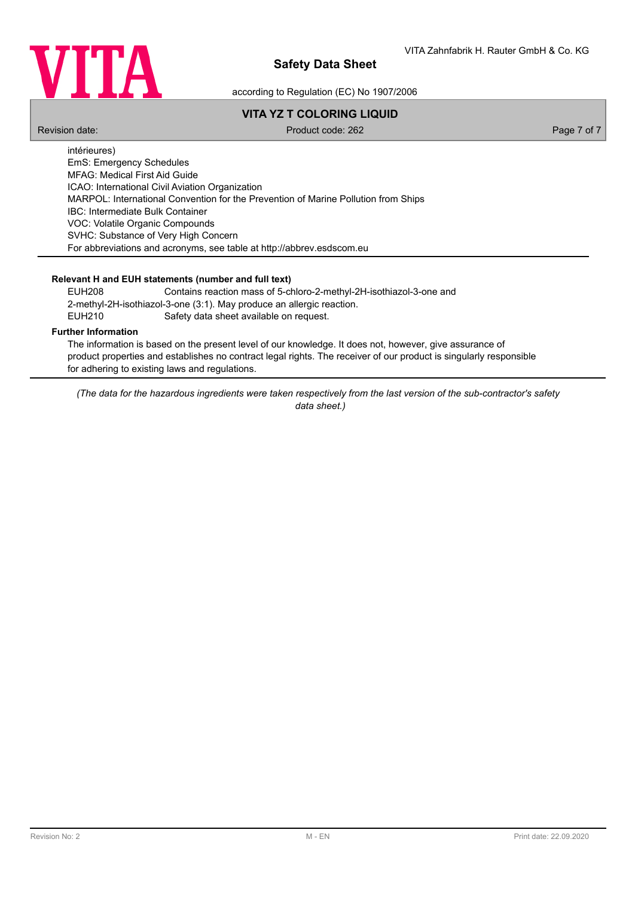intérieures)
EmS: Emergency Schedules
MFAG: Medical First Aid Guide
ICAO: International Civil Aviation Organization
MARPOL: International Convention for the Prevention of Marine Pollution from Ships
IBC: Intermediate Bulk Container
VOC: Volatile Organic Compounds
SVHC: Substance of Very High Concern
For abbreviations and acronyms, see table at http://abbrev.esdscom.eu

**Relevant H and EUH statements (number and full text)**

EUH208 Contains reaction mass of 5-chloro-2-methyl-2H-isothiazol-3-one and 2-methyl-2H-isothiazol-3-one (3:1). May produce an allergic reaction.
EUH210 Safety data sheet available on request.

**Further Information**

The information is based on the present level of our knowledge. It does not, however, give assurance of product properties and establishes no contract legal rights. The receiver of our product is singularly responsible for adhering to existing laws and regulations.

*(The data for the hazardous ingredients were taken respectively from the last version of the sub-contractor's safety data sheet.)*